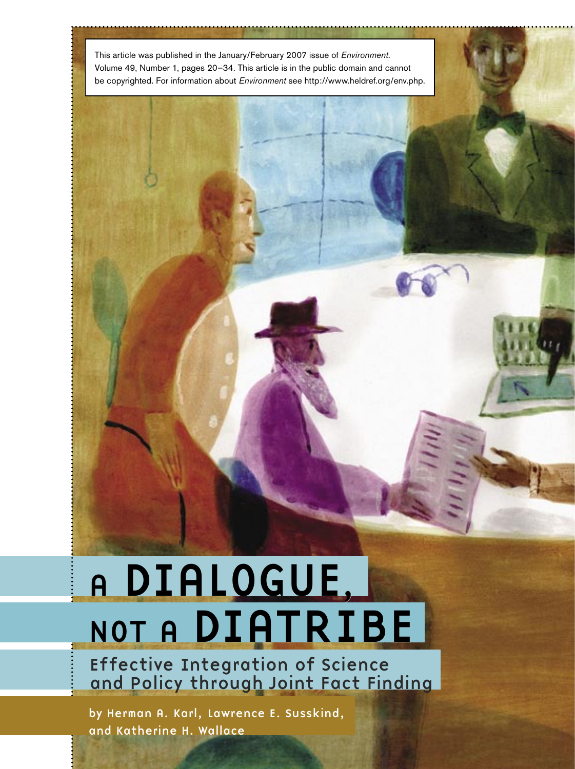This article was published in the January/February 2007 issue of *Environment*. Volume 49, Number 1, pages 20–34. This article is in the public domain and cannot be copyrighted. For information about *Environment* see http://www.heldref.org/env.php.

# A DIALOGUE, NOT A DIATRIBE

## Effective Integration of Science and Policy through Joint Fact Finding

by Herman A. Karl, Lawrence E. Susskind, and Katherine H. Wallace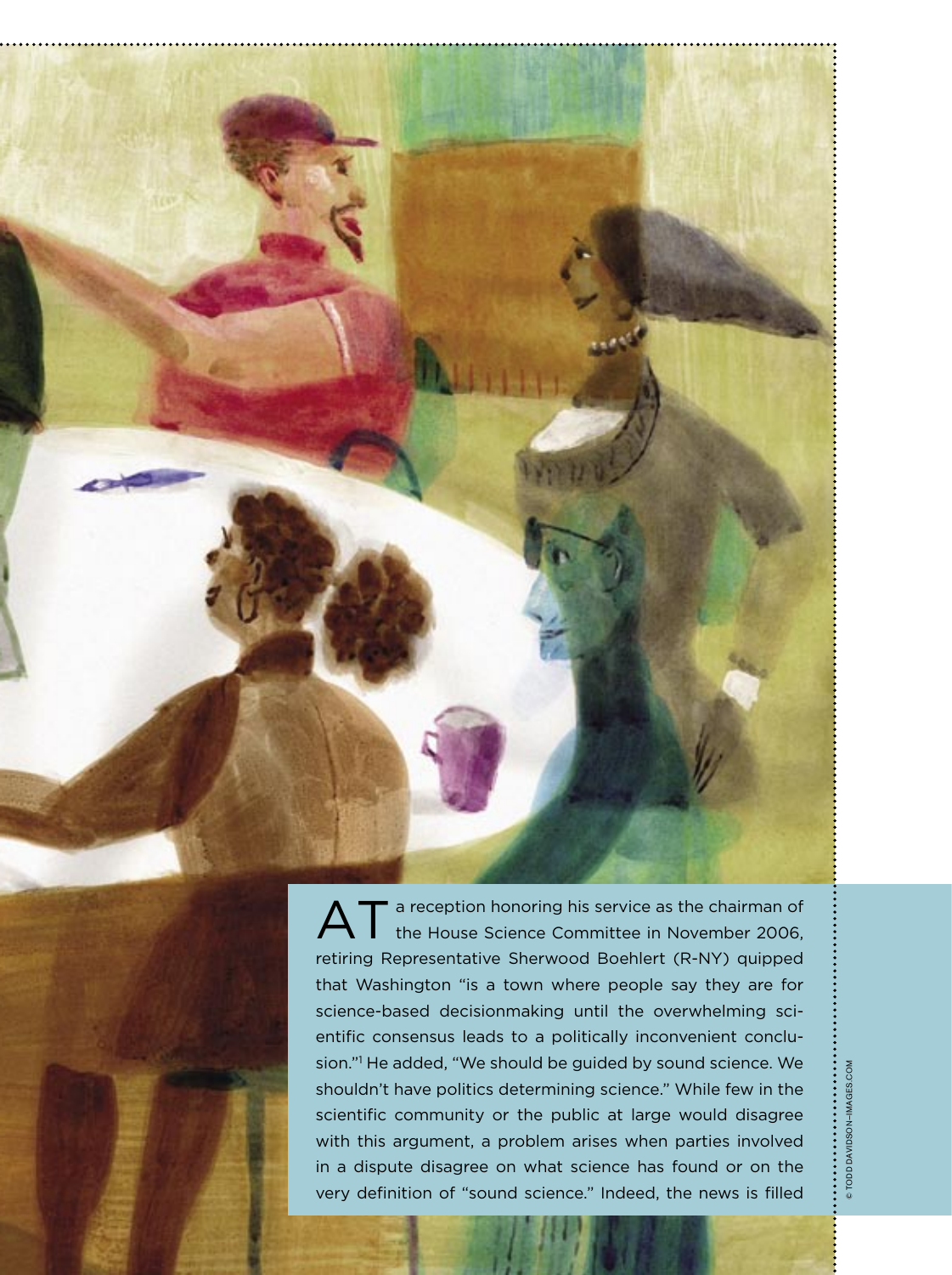AT a reception honoring his service as the chairman of the House Science Committee in November 2006, retiring Representative Sherwood Boehlert (R-NY) quipped that Washington "is a town where people say they are for science-based decisionmaking until the overwhelming scientific consensus leads to a politically inconvenient conclusion."[1] He added, "We should be guided by sound science. We shouldn't have politics determining science." While few in the scientific community or the public at large would disagree with this argument, a problem arises when parties involved in a dispute disagree on what science has found or on the very definition of "sound science." Indeed, the news is filled

© TODD DAVIDSON–IMAGES.COM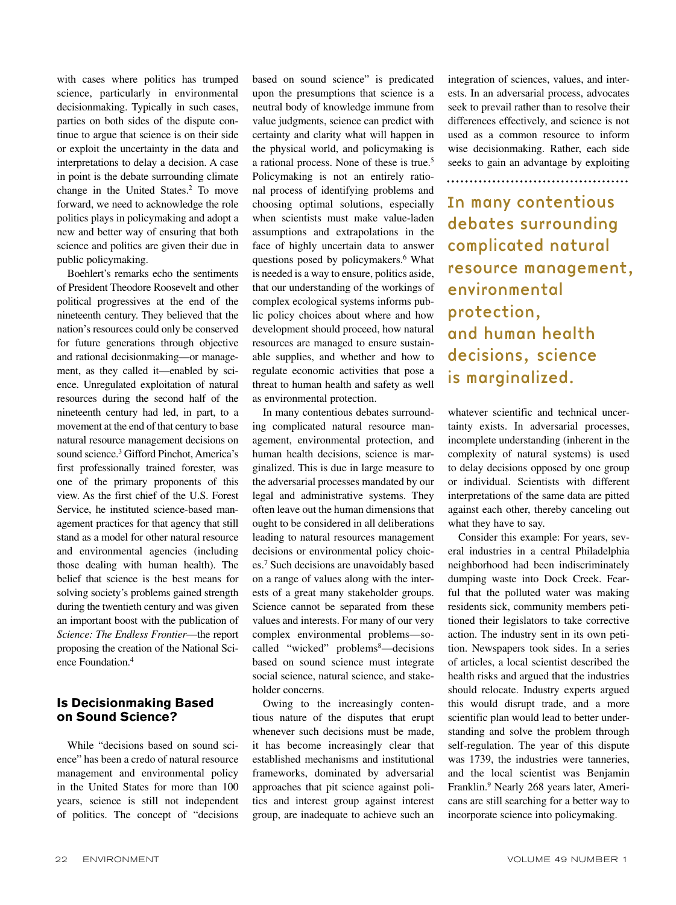with cases where politics has trumped science, particularly in environmental decisionmaking. Typically in such cases, parties on both sides of the dispute continue to argue that science is on their side or exploit the uncertainty in the data and interpretations to delay a decision. A case in point is the debate surrounding climate change in the United States.[2] To move forward, we need to acknowledge the role politics plays in policymaking and adopt a new and better way of ensuring that both science and politics are given their due in public policymaking.

Boehlert's remarks echo the sentiments of President Theodore Roosevelt and other political progressives at the end of the nineteenth century. They believed that the nation's resources could only be conserved for future generations through objective and rational decisionmaking—or management, as they called it—enabled by science. Unregulated exploitation of natural resources during the second half of the nineteenth century had led, in part, to a movement at the end of that century to base natural resource management decisions on sound science.[3] Gifford Pinchot, America's first professionally trained forester, was one of the primary proponents of this view. As the first chief of the U.S. Forest Service, he instituted science-based management practices for that agency that still stand as a model for other natural resource and environmental agencies (including those dealing with human health). The belief that science is the best means for solving society's problems gained strength during the twentieth century and was given an important boost with the publication of *Science: The Endless Frontier*—the report proposing the creation of the National Science Foundation.[4]

## Is Decisionmaking Based on Sound Science?

While "decisions based on sound science" has been a credo of natural resource management and environmental policy in the United States for more than 100 years, science is still not independent of politics. The concept of "decisions based on sound science" is predicated upon the presumptions that science is a neutral body of knowledge immune from value judgments, science can predict with certainty and clarity what will happen in the physical world, and policymaking is a rational process. None of these is true.[5] Policymaking is not an entirely rational process of identifying problems and choosing optimal solutions, especially when scientists must make value-laden assumptions and extrapolations in the face of highly uncertain data to answer questions posed by policymakers.[6] What is needed is a way to ensure, politics aside, that our understanding of the workings of complex ecological systems informs public policy choices about where and how development should proceed, how natural resources are managed to ensure sustainable supplies, and whether and how to regulate economic activities that pose a threat to human health and safety as well as environmental protection.

In many contentious debates surrounding complicated natural resource management, environmental protection, and human health decisions, science is marginalized. This is due in large measure to the adversarial processes mandated by our legal and administrative systems. They often leave out the human dimensions that ought to be considered in all deliberations leading to natural resources management decisions or environmental policy choices.[7] Such decisions are unavoidably based on a range of values along with the interests of a great many stakeholder groups. Science cannot be separated from these values and interests. For many of our very complex environmental problems—so-called "wicked" problems[8]—decisions based on sound science must integrate social science, natural science, and stakeholder concerns.

Owing to the increasingly contentious nature of the disputes that erupt whenever such decisions must be made, it has become increasingly clear that established mechanisms and institutional frameworks, dominated by adversarial approaches that pit science against politics and interest group against interest group, are inadequate to achieve such an integration of sciences, values, and interests. In an adversarial process, advocates seek to prevail rather than to resolve their differences effectively, and science is not used as a common resource to inform wise decisionmaking. Rather, each side seeks to gain an advantage by exploiting whatever scientific and technical uncertainty exists. In adversarial processes, incomplete understanding (inherent in the complexity of natural systems) is used to delay decisions opposed by one group or individual. Scientists with different interpretations of the same data are pitted against each other, thereby canceling out what they have to say.

**In many contentious debates surrounding complicated natural resource management, environmental protection, and human health decisions, science is marginalized.**

Consider this example: For years, several industries in a central Philadelphia neighborhood had been indiscriminately dumping waste into Dock Creek. Fearful that the polluted water was making residents sick, community members petitioned their legislators to take corrective action. The industry sent in its own petition. Newspapers took sides. In a series of articles, a local scientist described the health risks and argued that the industries should relocate. Industry experts argued this would disrupt trade, and a more scientific plan would lead to better understanding and solve the problem through self-regulation. The year of this dispute was 1739, the industries were tanneries, and the local scientist was Benjamin Franklin.[9] Nearly 268 years later, Americans are still searching for a better way to incorporate science into policymaking.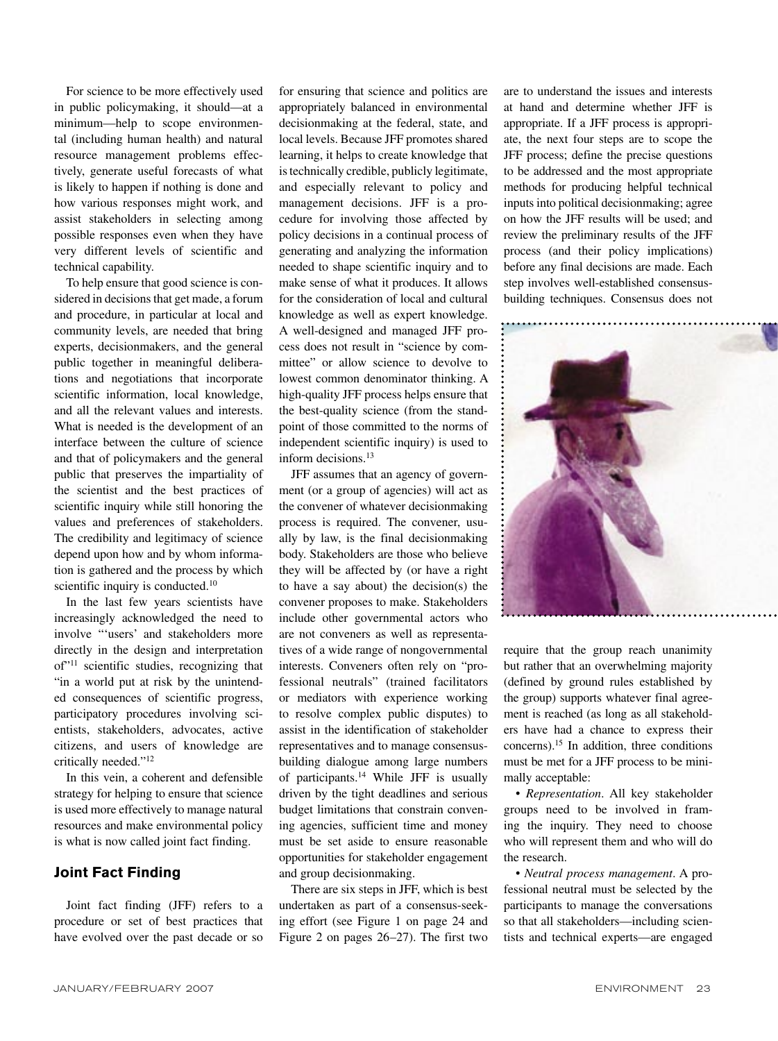For science to be more effectively used in public policymaking, it should—at a minimum—help to scope environmental (including human health) and natural resource management problems effectively, generate useful forecasts of what is likely to happen if nothing is done and how various responses might work, and assist stakeholders in selecting among possible responses even when they have very different levels of scientific and technical capability.

To help ensure that good science is considered in decisions that get made, a forum and procedure, in particular at local and community levels, are needed that bring experts, decisionmakers, and the general public together in meaningful deliberations and negotiations that incorporate scientific information, local knowledge, and all the relevant values and interests. What is needed is the development of an interface between the culture of science and that of policymakers and the general public that preserves the impartiality of the scientist and the best practices of scientific inquiry while still honoring the values and preferences of stakeholders. The credibility and legitimacy of science depend upon how and by whom information is gathered and the process by which scientific inquiry is conducted.[10]

In the last few years scientists have increasingly acknowledged the need to involve "'users' and stakeholders more directly in the design and interpretation of"[11] scientific studies, recognizing that "in a world put at risk by the unintended consequences of scientific progress, participatory procedures involving scientists, stakeholders, advocates, active citizens, and users of knowledge are critically needed."[12]

In this vein, a coherent and defensible strategy for helping to ensure that science is used more effectively to manage natural resources and make environmental policy is what is now called joint fact finding.

## Joint Fact Finding

Joint fact finding (JFF) refers to a procedure or set of best practices that have evolved over the past decade or so for ensuring that science and politics are appropriately balanced in environmental decisionmaking at the federal, state, and local levels. Because JFF promotes shared learning, it helps to create knowledge that is technically credible, publicly legitimate, and especially relevant to policy and management decisions. JFF is a procedure for involving those affected by policy decisions in a continual process of generating and analyzing the information needed to shape scientific inquiry and to make sense of what it produces. It allows for the consideration of local and cultural knowledge as well as expert knowledge. A well-designed and managed JFF process does not result in "science by committee" or allow science to devolve to lowest common denominator thinking. A high-quality JFF process helps ensure that the best-quality science (from the standpoint of those committed to the norms of independent scientific inquiry) is used to inform decisions.[13]

JFF assumes that an agency of government (or a group of agencies) will act as the convener of whatever decisionmaking process is required. The convener, usually by law, is the final decisionmaking body. Stakeholders are those who believe they will be affected by (or have a right to have a say about) the decision(s) the convener proposes to make. Stakeholders include other governmental actors who are not conveners as well as representatives of a wide range of nongovernmental interests. Conveners often rely on "professional neutrals" (trained facilitators or mediators with experience working to resolve complex public disputes) to assist in the identification of stakeholder representatives and to manage consensus-building dialogue among large numbers of participants.[14] While JFF is usually driven by the tight deadlines and serious budget limitations that constrain convening agencies, sufficient time and money must be set aside to ensure reasonable opportunities for stakeholder engagement and group decisionmaking.

There are six steps in JFF, which is best undertaken as part of a consensus-seeking effort (see Figure 1 on page 24 and Figure 2 on pages 26–27). The first two are to understand the issues and interests at hand and determine whether JFF is appropriate. If a JFF process is appropriate, the next four steps are to scope the JFF process; define the precise questions to be addressed and the most appropriate methods for producing helpful technical inputs into political decisionmaking; agree on how the JFF results will be used; and review the preliminary results of the JFF process (and their policy implications) before any final decisions are made. Each step involves well-established consensus-building techniques. Consensus does not require that the group reach unanimity but rather that an overwhelming majority (defined by ground rules established by the group) supports whatever final agreement is reached (as long as all stakeholders have had a chance to express their concerns).[15] In addition, three conditions must be met for a JFF process to be minimally acceptable:

- *Representation*. All key stakeholder groups need to be involved in framing the inquiry. They need to choose who will represent them and who will do the research.

- *Neutral process management*. A professional neutral must be selected by the participants to manage the conversations so that all stakeholders—including scientists and technical experts—are engaged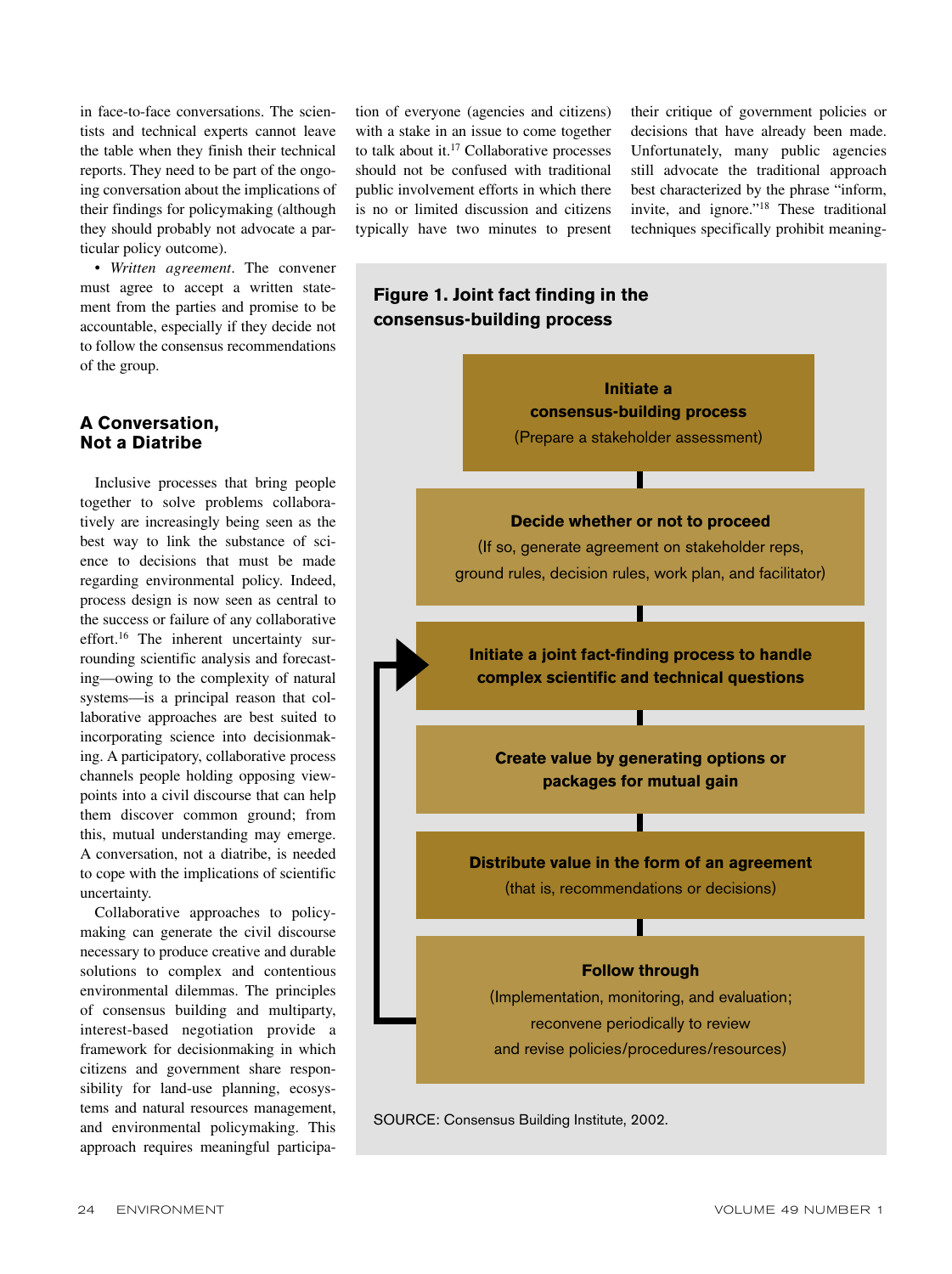in face-to-face conversations. The scientists and technical experts cannot leave the table when they finish their technical reports. They need to be part of the ongoing conversation about the implications of their findings for policymaking (although they should probably not advocate a particular policy outcome).

• *Written agreement*. The convener must agree to accept a written statement from the parties and promise to be accountable, especially if they decide not to follow the consensus recommendations of the group.

## A Conversation, Not a Diatribe

Inclusive processes that bring people together to solve problems collaboratively are increasingly being seen as the best way to link the substance of science to decisions that must be made regarding environmental policy. Indeed, process design is now seen as central to the success or failure of any collaborative effort.[16] The inherent uncertainty surrounding scientific analysis and forecasting—owing to the complexity of natural systems—is a principal reason that collaborative approaches are best suited to incorporating science into decisionmaking. A participatory, collaborative process channels people holding opposing viewpoints into a civil discourse that can help them discover common ground; from this, mutual understanding may emerge. A conversation, not a diatribe, is needed to cope with the implications of scientific uncertainty.

Collaborative approaches to policymaking can generate the civil discourse necessary to produce creative and durable solutions to complex and contentious environmental dilemmas. The principles of consensus building and multiparty, interest-based negotiation provide a framework for decisionmaking in which citizens and government share responsibility for land-use planning, ecosystems and natural resources management, and environmental policymaking. This approach requires meaningful participation of everyone (agencies and citizens) with a stake in an issue to come together to talk about it.[17] Collaborative processes should not be confused with traditional public involvement efforts in which there is no or limited discussion and citizens typically have two minutes to present their critique of government policies or decisions that have already been made. Unfortunately, many public agencies still advocate the traditional approach best characterized by the phrase "inform, invite, and ignore."[18] These traditional techniques specifically prohibit meaning-

**Figure 1. Joint fact finding in the consensus-building process**

**Initiate a consensus-building process**
(Prepare a stakeholder assessment)

**Decide whether or not to proceed**
(If so, generate agreement on stakeholder reps, ground rules, decision rules, work plan, and facilitator)

**Initiate a joint fact-finding process to handle complex scientific and technical questions**

**Create value by generating options or packages for mutual gain**

**Distribute value in the form of an agreement**
(that is, recommendations or decisions)

**Follow through**
(Implementation, monitoring, and evaluation; reconvene periodically to review and revise policies/procedures/resources)

SOURCE: Consensus Building Institute, 2002.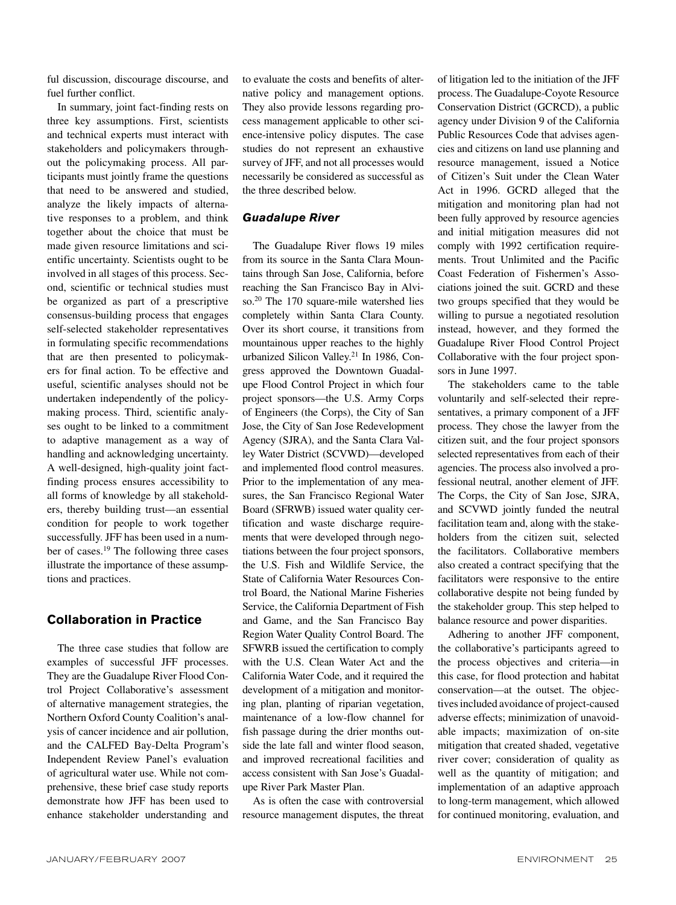ful discussion, discourage discourse, and fuel further conflict.

In summary, joint fact-finding rests on three key assumptions. First, scientists and technical experts must interact with stakeholders and policymakers throughout the policymaking process. All participants must jointly frame the questions that need to be answered and studied, analyze the likely impacts of alternative responses to a problem, and think together about the choice that must be made given resource limitations and scientific uncertainty. Scientists ought to be involved in all stages of this process. Second, scientific or technical studies must be organized as part of a prescriptive consensus-building process that engages self-selected stakeholder representatives in formulating specific recommendations that are then presented to policymakers for final action. To be effective and useful, scientific analyses should not be undertaken independently of the policymaking process. Third, scientific analyses ought to be linked to a commitment to adaptive management as a way of handling and acknowledging uncertainty. A well-designed, high-quality joint fact-finding process ensures accessibility to all forms of knowledge by all stakeholders, thereby building trust—an essential condition for people to work together successfully. JFF has been used in a number of cases.[19] The following three cases illustrate the importance of these assumptions and practices.

## Collaboration in Practice

The three case studies that follow are examples of successful JFF processes. They are the Guadalupe River Flood Control Project Collaborative's assessment of alternative management strategies, the Northern Oxford County Coalition's analysis of cancer incidence and air pollution, and the CALFED Bay-Delta Program's Independent Review Panel's evaluation of agricultural water use. While not comprehensive, these brief case study reports demonstrate how JFF has been used to enhance stakeholder understanding and to evaluate the costs and benefits of alternative policy and management options. They also provide lessons regarding process management applicable to other science-intensive policy disputes. The case studies do not represent an exhaustive survey of JFF, and not all processes would necessarily be considered as successful as the three described below.

### *Guadalupe River*

The Guadalupe River flows 19 miles from its source in the Santa Clara Mountains through San Jose, California, before reaching the San Francisco Bay in Alviso.[20] The 170 square-mile watershed lies completely within Santa Clara County. Over its short course, it transitions from mountainous upper reaches to the highly urbanized Silicon Valley.[21] In 1986, Congress approved the Downtown Guadalupe Flood Control Project in which four project sponsors—the U.S. Army Corps of Engineers (the Corps), the City of San Jose, the City of San Jose Redevelopment Agency (SJRA), and the Santa Clara Valley Water District (SCVWD)—developed and implemented flood control measures. Prior to the implementation of any measures, the San Francisco Regional Water Board (SFRWB) issued water quality certification and waste discharge requirements that were developed through negotiations between the four project sponsors, the U.S. Fish and Wildlife Service, the State of California Water Resources Control Board, the National Marine Fisheries Service, the California Department of Fish and Game, and the San Francisco Bay Region Water Quality Control Board. The SFWRB issued the certification to comply with the U.S. Clean Water Act and the California Water Code, and it required the development of a mitigation and monitoring plan, planting of riparian vegetation, maintenance of a low-flow channel for fish passage during the drier months outside the late fall and winter flood season, and improved recreational facilities and access consistent with San Jose's Guadalupe River Park Master Plan.

As is often the case with controversial resource management disputes, the threat of litigation led to the initiation of the JFF process. The Guadalupe-Coyote Resource Conservation District (GCRCD), a public agency under Division 9 of the California Public Resources Code that advises agencies and citizens on land use planning and resource management, issued a Notice of Citizen's Suit under the Clean Water Act in 1996. GCRD alleged that the mitigation and monitoring plan had not been fully approved by resource agencies and initial mitigation measures did not comply with 1992 certification requirements. Trout Unlimited and the Pacific Coast Federation of Fishermen's Associations joined the suit. GCRD and these two groups specified that they would be willing to pursue a negotiated resolution instead, however, and they formed the Guadalupe River Flood Control Project Collaborative with the four project sponsors in June 1997.

The stakeholders came to the table voluntarily and self-selected their representatives, a primary component of a JFF process. They chose the lawyer from the citizen suit, and the four project sponsors selected representatives from each of their agencies. The process also involved a professional neutral, another element of JFF. The Corps, the City of San Jose, SJRA, and SCVWD jointly funded the neutral facilitation team and, along with the stakeholders from the citizen suit, selected the facilitators. Collaborative members also created a contract specifying that the facilitators were responsive to the entire collaborative despite not being funded by the stakeholder group. This step helped to balance resource and power disparities.

Adhering to another JFF component, the collaborative's participants agreed to the process objectives and criteria—in this case, for flood protection and habitat conservation—at the outset. The objectives included avoidance of project-caused adverse effects; minimization of unavoidable impacts; maximization of on-site mitigation that created shaded, vegetative river cover; consideration of quality as well as the quantity of mitigation; and implementation of an adaptive approach to long-term management, which allowed for continued monitoring, evaluation, and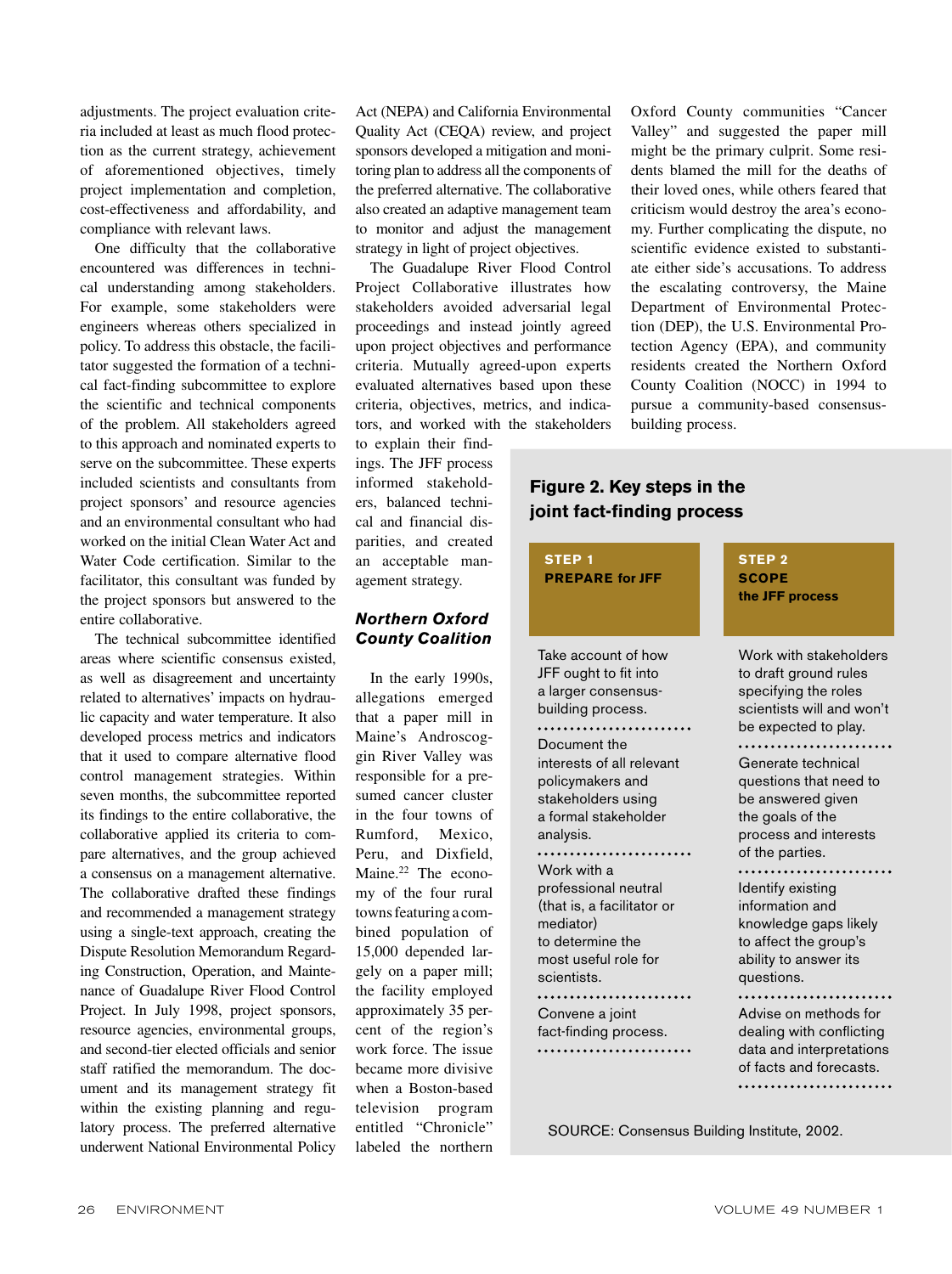adjustments. The project evaluation criteria included at least as much flood protection as the current strategy, achievement of aforementioned objectives, timely project implementation and completion, cost-effectiveness and affordability, and compliance with relevant laws.

One difficulty that the collaborative encountered was differences in technical understanding among stakeholders. For example, some stakeholders were engineers whereas others specialized in policy. To address this obstacle, the facilitator suggested the formation of a technical fact-finding subcommittee to explore the scientific and technical components of the problem. All stakeholders agreed to this approach and nominated experts to serve on the subcommittee. These experts included scientists and consultants from project sponsors' and resource agencies and an environmental consultant who had worked on the initial Clean Water Act and Water Code certification. Similar to the facilitator, this consultant was funded by the project sponsors but answered to the entire collaborative.

The technical subcommittee identified areas where scientific consensus existed, as well as disagreement and uncertainty related to alternatives' impacts on hydraulic capacity and water temperature. It also developed process metrics and indicators that it used to compare alternative flood control management strategies. Within seven months, the subcommittee reported its findings to the entire collaborative, the collaborative applied its criteria to compare alternatives, and the group achieved a consensus on a management alternative. The collaborative drafted these findings and recommended a management strategy using a single-text approach, creating the Dispute Resolution Memorandum Regarding Construction, Operation, and Maintenance of Guadalupe River Flood Control Project. In July 1998, project sponsors, resource agencies, environmental groups, and second-tier elected officials and senior staff ratified the memorandum. The document and its management strategy fit within the existing planning and regulatory process. The preferred alternative underwent National Environmental Policy Act (NEPA) and California Environmental Quality Act (CEQA) review, and project sponsors developed a mitigation and monitoring plan to address all the components of the preferred alternative. The collaborative also created an adaptive management team to monitor and adjust the management strategy in light of project objectives.

The Guadalupe River Flood Control Project Collaborative illustrates how stakeholders avoided adversarial legal proceedings and instead jointly agreed upon project objectives and performance criteria. Mutually agreed-upon experts evaluated alternatives based upon these criteria, objectives, metrics, and indicators, and worked with the stakeholders to explain their findings. The JFF process informed stakeholders, balanced technical and financial disparities, and created an acceptable management strategy.

## *Northern Oxford County Coalition*

In the early 1990s, allegations emerged that a paper mill in Maine's Androscoggin River Valley was responsible for a presumed cancer cluster in the four towns of Rumford, Mexico, Peru, and Dixfield, Maine.[22] The economy of the four rural towns featuring a combined population of 15,000 depended largely on a paper mill; the facility employed approximately 35 percent of the region's work force. The issue became more divisive when a Boston-based television program entitled "Chronicle" labeled the northern Oxford County communities "Cancer Valley" and suggested the paper mill might be the primary culprit. Some residents blamed the mill for the deaths of their loved ones, while others feared that criticism would destroy the area's economy. Further complicating the dispute, no scientific evidence existed to substantiate either side's accusations. To address the escalating controversy, the Maine Department of Environmental Protection (DEP), the U.S. Environmental Protection Agency (EPA), and community residents created the Northern Oxford County Coalition (NOCC) in 1994 to pursue a community-based consensus-building process.

**Figure 2. Key steps in the joint fact-finding process**

| STEP 1 PREPARE for JFF | STEP 2 SCOPE the JFF process |
|---|---|
| Take account of how JFF ought to fit into a larger consensus-building process. | Work with stakeholders to draft ground rules specifying the roles scientists will and won't be expected to play. |
| Document the interests of all relevant policymakers and stakeholders using a formal stakeholder analysis. | Generate technical questions that need to be answered given the goals of the process and interests of the parties. |
| Work with a professional neutral (that is, a facilitator or mediator) to determine the most useful role for scientists. | Identify existing information and knowledge gaps likely to affect the group's ability to answer its questions. |
| Convene a joint fact-finding process. | Advise on methods for dealing with conflicting data and interpretations of facts and forecasts. |

SOURCE: Consensus Building Institute, 2002.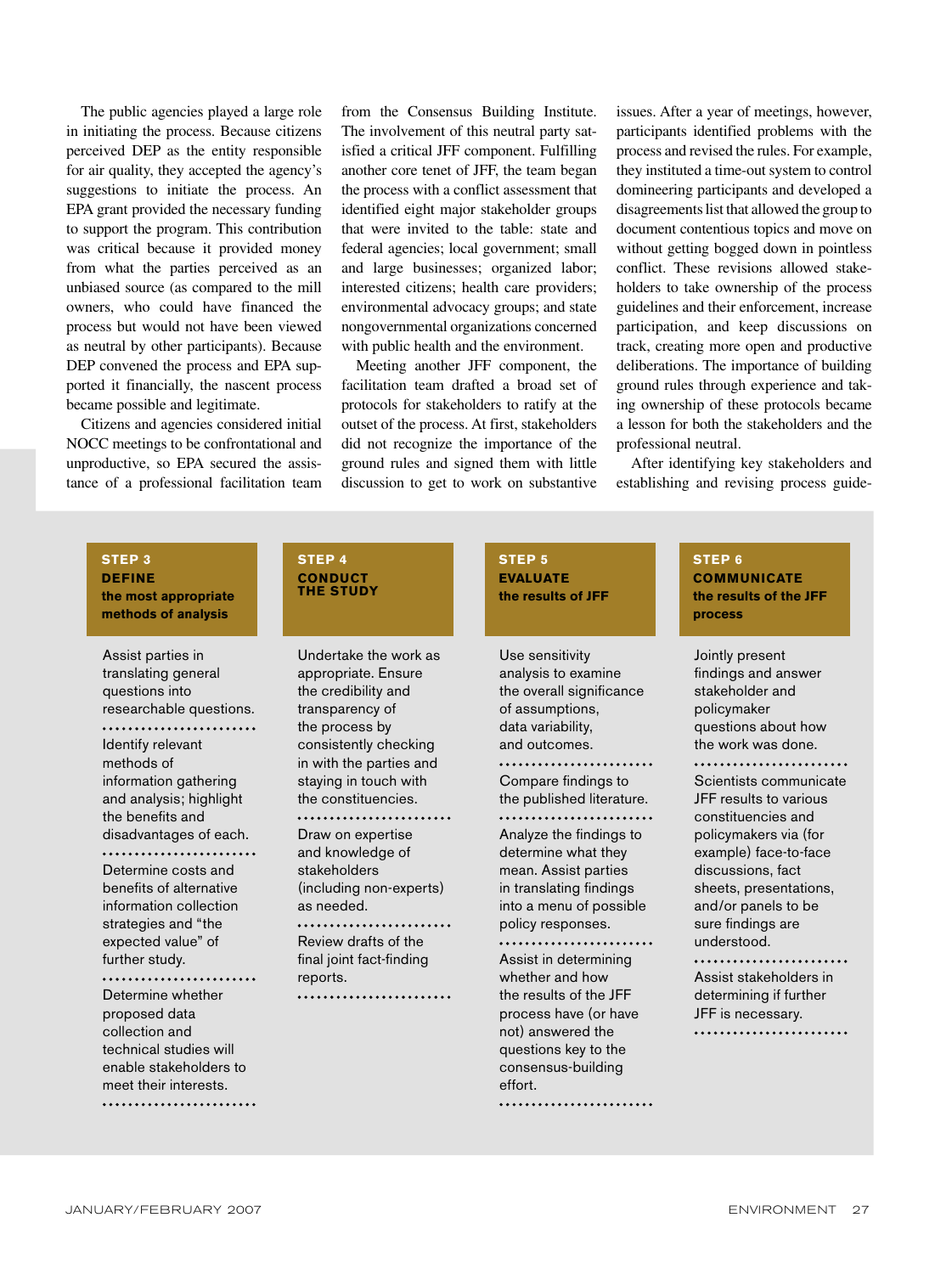The public agencies played a large role in initiating the process. Because citizens perceived DEP as the entity responsible for air quality, they accepted the agency's suggestions to initiate the process. An EPA grant provided the necessary funding to support the program. This contribution was critical because it provided money from what the parties perceived as an unbiased source (as compared to the mill owners, who could have financed the process but would not have been viewed as neutral by other participants). Because DEP convened the process and EPA supported it financially, the nascent process became possible and legitimate.

Citizens and agencies considered initial NOCC meetings to be confrontational and unproductive, so EPA secured the assistance of a professional facilitation team from the Consensus Building Institute. The involvement of this neutral party satisfied a critical JFF component. Fulfilling another core tenet of JFF, the team began the process with a conflict assessment that identified eight major stakeholder groups that were invited to the table: state and federal agencies; local government; small and large businesses; organized labor; interested citizens; health care providers; environmental advocacy groups; and state nongovernmental organizations concerned with public health and the environment.

Meeting another JFF component, the facilitation team drafted a broad set of protocols for stakeholders to ratify at the outset of the process. At first, stakeholders did not recognize the importance of the ground rules and signed them with little discussion to get to work on substantive issues. After a year of meetings, however, participants identified problems with the process and revised the rules. For example, they instituted a time-out system to control domineering participants and developed a disagreements list that allowed the group to document contentious topics and move on without getting bogged down in pointless conflict. These revisions allowed stakeholders to take ownership of the process guidelines and their enforcement, increase participation, and keep discussions on track, creating more open and productive deliberations. The importance of building ground rules through experience and taking ownership of these protocols became a lesson for both the stakeholders and the professional neutral.

After identifying key stakeholders and establishing and revising process guide-

| **STEP 3 DEFINE the most appropriate methods of analysis** | **STEP 4 CONDUCT THE STUDY** | **STEP 5 EVALUATE the results of JFF** | **STEP 6 COMMUNICATE the results of the JFF process** |
|---|---|---|---|
| Assist parties in translating general questions into researchable questions. | Undertake the work as appropriate. Ensure the credibility and transparency of the process by consistently checking in with the parties and staying in touch with the constituencies. | Use sensitivity analysis to examine the overall significance of assumptions, data variability, and outcomes. | Jointly present findings and answer stakeholder and policymaker questions about how the work was done. |
| Identify relevant methods of information gathering and analysis; highlight the benefits and disadvantages of each. | Draw on expertise and knowledge of stakeholders (including non-experts) as needed. | Compare findings to the published literature. | Scientists communicate JFF results to various constituencies and policymakers via (for example) face-to-face discussions, fact sheets, presentations, and/or panels to be sure findings are understood. |
| Determine costs and benefits of alternative information collection strategies and "the expected value" of further study. | Review drafts of the final joint fact-finding reports. | Analyze the findings to determine what they mean. Assist parties in translating findings into a menu of possible policy responses. | Assist stakeholders in determining if further JFF is necessary. |
| Determine whether proposed data collection and technical studies will enable stakeholders to meet their interests. | | Assist in determining whether and how the results of the JFF process have (or have not) answered the questions key to the consensus-building effort. | |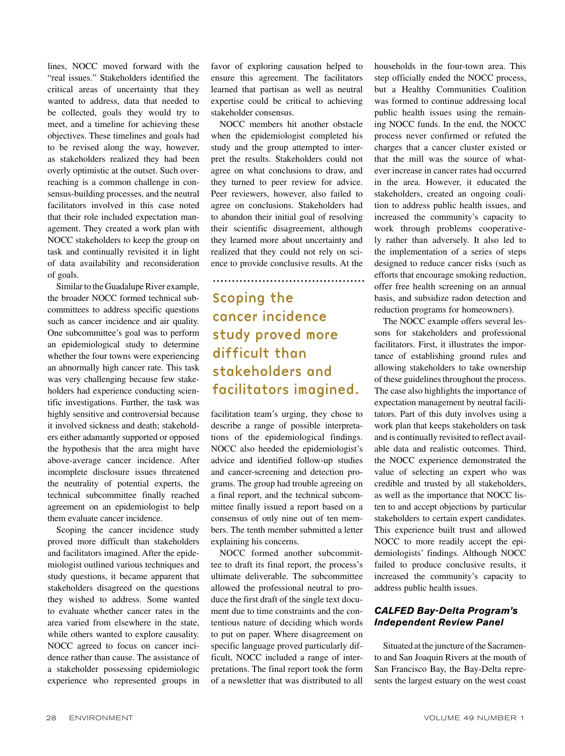lines, NOCC moved forward with the "real issues." Stakeholders identified the critical areas of uncertainty that they wanted to address, data that needed to be collected, goals they would try to meet, and a timeline for achieving these objectives. These timelines and goals had to be revised along the way, however, as stakeholders realized they had been overly optimistic at the outset. Such overreaching is a common challenge in consensus-building processes, and the neutral facilitators involved in this case noted that their role included expectation management. They created a work plan with NOCC stakeholders to keep the group on task and continually revisited it in light of data availability and reconsideration of goals.

Similar to the Guadalupe River example, the broader NOCC formed technical subcommittees to address specific questions such as cancer incidence and air quality. One subcommittee's goal was to perform an epidemiological study to determine whether the four towns were experiencing an abnormally high cancer rate. This task was very challenging because few stakeholders had experience conducting scientific investigations. Further, the task was highly sensitive and controversial because it involved sickness and death; stakeholders either adamantly supported or opposed the hypothesis that the area might have above-average cancer incidence. After incomplete disclosure issues threatened the neutrality of potential experts, the technical subcommittee finally reached agreement on an epidemiologist to help them evaluate cancer incidence.

Scoping the cancer incidence study proved more difficult than stakeholders and facilitators imagined. After the epidemiologist outlined various techniques and study questions, it became apparent that stakeholders disagreed on the questions they wished to address. Some wanted to evaluate whether cancer rates in the area varied from elsewhere in the state, while others wanted to explore causality. NOCC agreed to focus on cancer incidence rather than cause. The assistance of a stakeholder possessing epidemiologic experience who represented groups in favor of exploring causation helped to ensure this agreement. The facilitators learned that partisan as well as neutral expertise could be critical to achieving stakeholder consensus.

NOCC members hit another obstacle when the epidemiologist completed his study and the group attempted to interpret the results. Stakeholders could not agree on what conclusions to draw, and they turned to peer review for advice. Peer reviewers, however, also failed to agree on conclusions. Stakeholders had to abandon their initial goal of resolving their scientific disagreement, although they learned more about uncertainty and realized that they could not rely on science to provide conclusive results. At the facilitation team's urging, they chose to describe a range of possible interpretations of the epidemiological findings. NOCC also heeded the epidemiologist's advice and identified follow-up studies and cancer-screening and detection programs. The group had trouble agreeing on a final report, and the technical subcommittee finally issued a report based on a consensus of only nine out of ten members. The tenth member submitted a letter explaining his concerns.

> Scoping the cancer incidence study proved more difficult than stakeholders and facilitators imagined.

NOCC formed another subcommittee to draft its final report, the process's ultimate deliverable. The subcommittee allowed the professional neutral to produce the first draft of the single text document due to time constraints and the contentious nature of deciding which words to put on paper. Where disagreement on specific language proved particularly difficult, NOCC included a range of interpretations. The final report took the form of a newsletter that was distributed to all households in the four-town area. This step officially ended the NOCC process, but a Healthy Communities Coalition was formed to continue addressing local public health issues using the remaining NOCC funds. In the end, the NOCC process never confirmed or refuted the charges that a cancer cluster existed or that the mill was the source of whatever increase in cancer rates had occurred in the area. However, it educated the stakeholders, created an ongoing coalition to address public health issues, and increased the community's capacity to work through problems cooperatively rather than adversely. It also led to the implementation of a series of steps designed to reduce cancer risks (such as efforts that encourage smoking reduction, offer free health screening on an annual basis, and subsidize radon detection and reduction programs for homeowners).

The NOCC example offers several lessons for stakeholders and professional facilitators. First, it illustrates the importance of establishing ground rules and allowing stakeholders to take ownership of these guidelines throughout the process. The case also highlights the importance of expectation management by neutral facilitators. Part of this duty involves using a work plan that keeps stakeholders on task and is continually revisited to reflect available data and realistic outcomes. Third, the NOCC experience demonstrated the value of selecting an expert who was credible and trusted by all stakeholders, as well as the importance that NOCC listen to and accept objections by particular stakeholders to certain expert candidates. This experience built trust and allowed NOCC to more readily accept the epidemiologists' findings. Although NOCC failed to produce conclusive results, it increased the community's capacity to address public health issues.

### *CALFED Bay-Delta Program's Independent Review Panel*

Situated at the juncture of the Sacramento and San Joaquin Rivers at the mouth of San Francisco Bay, the Bay-Delta represents the largest estuary on the west coast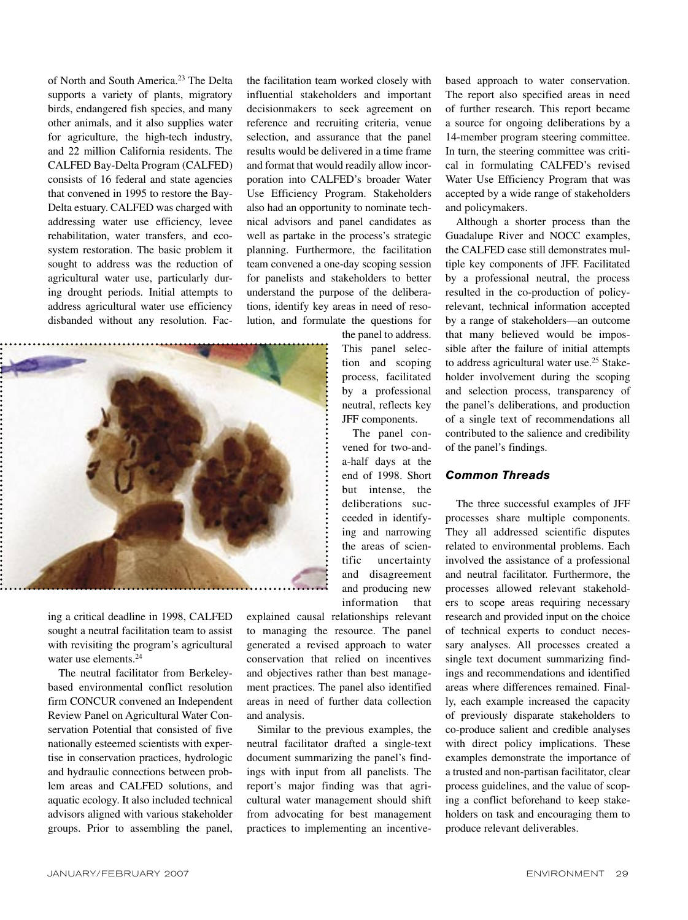of North and South America.[23] The Delta supports a variety of plants, migratory birds, endangered fish species, and many other animals, and it also supplies water for agriculture, the high-tech industry, and 22 million California residents. The CALFED Bay-Delta Program (CALFED) consists of 16 federal and state agencies that convened in 1995 to restore the Bay-Delta estuary. CALFED was charged with addressing water use efficiency, levee rehabilitation, water transfers, and ecosystem restoration. The basic problem it sought to address was the reduction of agricultural water use, particularly during drought periods. Initial attempts to address agricultural water use efficiency disbanded without any resolution. Facing a critical deadline in 1998, CALFED sought a neutral facilitation team to assist with revisiting the program's agricultural water use elements.[24]

The neutral facilitator from Berkeley-based environmental conflict resolution firm CONCUR convened an Independent Review Panel on Agricultural Water Conservation Potential that consisted of five nationally esteemed scientists with expertise in conservation practices, hydrologic and hydraulic connections between problem areas and CALFED solutions, and aquatic ecology. It also included technical advisors aligned with various stakeholder groups. Prior to assembling the panel, the facilitation team worked closely with influential stakeholders and important decisionmakers to seek agreement on reference and recruiting criteria, venue selection, and assurance that the panel results would be delivered in a time frame and format that would readily allow incorporation into CALFED's broader Water Use Efficiency Program. Stakeholders also had an opportunity to nominate technical advisors and panel candidates as well as partake in the process's strategic planning. Furthermore, the facilitation team convened a one-day scoping session for panelists and stakeholders to better understand the purpose of the deliberations, identify key areas in need of resolution, and formulate the questions for the panel to address. This panel selection and scoping process, facilitated by a professional neutral, reflects key JFF components.

The panel convened for two-and-a-half days at the end of 1998. Short but intense, the deliberations succeeded in identifying and narrowing the areas of scientific uncertainty and disagreement and producing new information that explained causal relationships relevant to managing the resource. The panel generated a revised approach to water conservation that relied on incentives and objectives rather than best management practices. The panel also identified areas in need of further data collection and analysis.

Similar to the previous examples, the neutral facilitator drafted a single-text document summarizing the panel's findings with input from all panelists. The report's major finding was that agricultural water management should shift from advocating for best management practices to implementing an incentive-based approach to water conservation. The report also specified areas in need of further research. This report became a source for ongoing deliberations by a 14-member program steering committee. In turn, the steering committee was critical in formulating CALFED's revised Water Use Efficiency Program that was accepted by a wide range of stakeholders and policymakers.

Although a shorter process than the Guadalupe River and NOCC examples, the CALFED case still demonstrates multiple key components of JFF. Facilitated by a professional neutral, the process resulted in the co-production of policy-relevant, technical information accepted by a range of stakeholders—an outcome that many believed would be impossible after the failure of initial attempts to address agricultural water use.[25] Stakeholder involvement during the scoping and selection process, transparency of the panel's deliberations, and production of a single text of recommendations all contributed to the salience and credibility of the panel's findings.

### *Common Threads*

The three successful examples of JFF processes share multiple components. They all addressed scientific disputes related to environmental problems. Each involved the assistance of a professional and neutral facilitator. Furthermore, the processes allowed relevant stakeholders to scope areas requiring necessary research and provided input on the choice of technical experts to conduct necessary analyses. All processes created a single text document summarizing findings and recommendations and identified areas where differences remained. Finally, each example increased the capacity of previously disparate stakeholders to co-produce salient and credible analyses with direct policy implications. These examples demonstrate the importance of a trusted and non-partisan facilitator, clear process guidelines, and the value of scoping a conflict beforehand to keep stakeholders on task and encouraging them to produce relevant deliverables.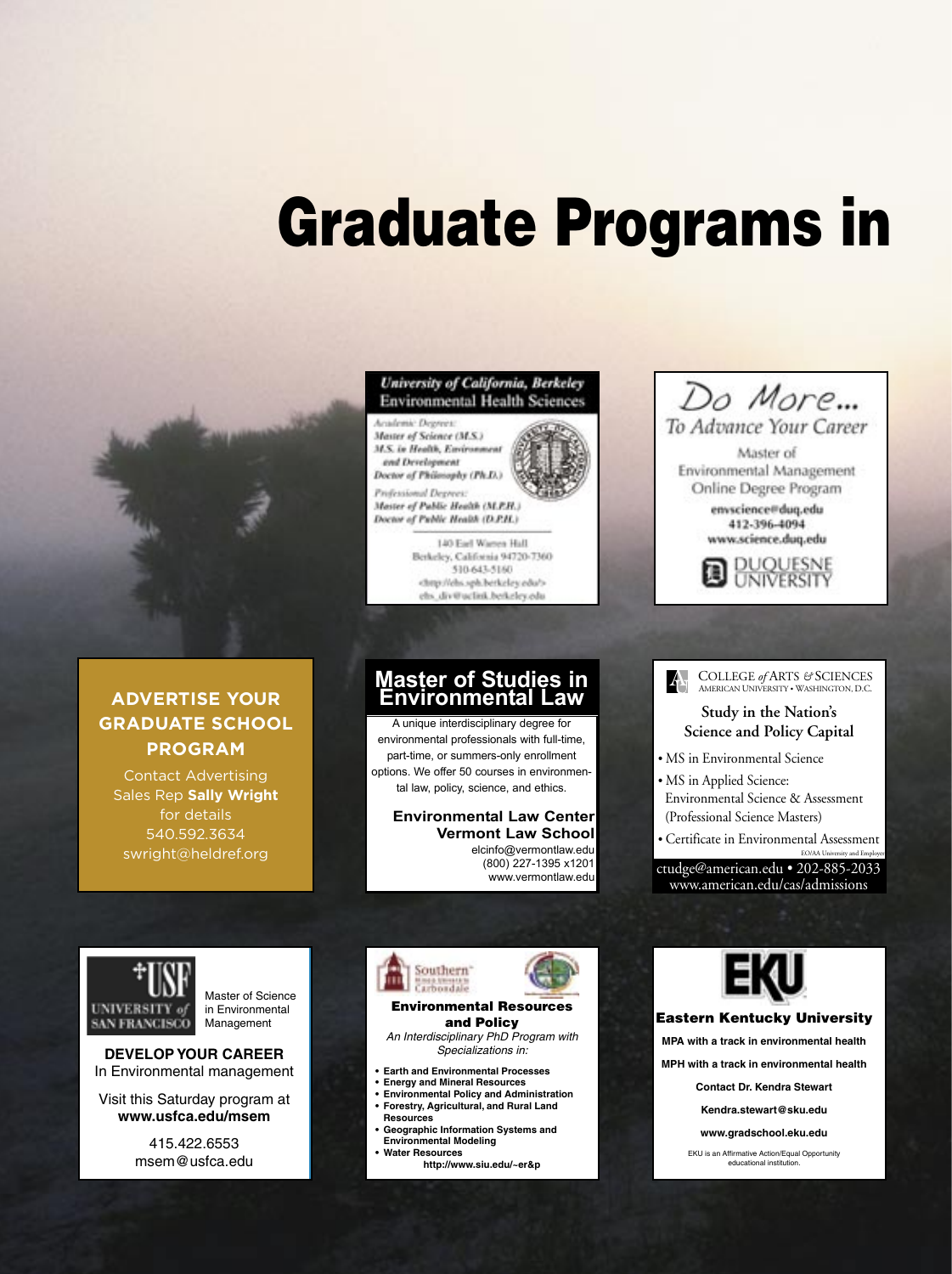# Graduate Programs in

## University of California, Berkeley
### Environmental Health Sciences

*Academic Degrees:*
*Master of Science (M.S.)*
*M.S. in Health, Environment and Development*
*Doctor of Philosophy (Ph.D.)*

*Professional Degrees:*
*Master of Public Health (M.P.H.)*
*Doctor of Public Health (D.P.H.)*

140 Earl Warren Hall
Berkeley, California 94720-7360
510-643-5160
<http://ehs.sph.berkeley.edu/>
ehs_div@uclink.berkeley.edu

---

## Do More...
### To Advance Your Career

Master of Environmental Management Online Degree Program

envscience@duq.edu
412-396-4094
www.science.duq.edu

DUQUESNE UNIVERSITY

---

## ADVERTISE YOUR GRADUATE SCHOOL PROGRAM

Contact Advertising Sales Rep **Sally Wright** for details
540.592.3634
swright@heldref.org

---

## Master of Studies in Environmental Law

A unique interdisciplinary degree for environmental professionals with full-time, part-time, or summers-only enrollment options. We offer 50 courses in environmental law, policy, science, and ethics.

**Environmental Law Center**
**Vermont Law School**
elcinfo@vermontlaw.edu
(800) 227-1395 x1201
www.vermontlaw.edu

---

COLLEGE *of* ARTS *&* SCIENCES
AMERICAN UNIVERSITY • WASHINGTON, D.C.

**Study in the Nation's Science and Policy Capital**

- MS in Environmental Science
- MS in Applied Science: Environmental Science & Assessment (Professional Science Masters)
- Certificate in Environmental Assessment

EO/AA University and Employer

ctudge@american.edu • 202-885-2033
www.american.edu/cas/admissions

---

USF UNIVERSITY *of* SAN FRANCISCO

Master of Science in Environmental Management

**DEVELOP YOUR CAREER**
In Environmental management

Visit this Saturday program at
**www.usfca.edu/msem**

415.422.6553
msem@usfca.edu

---

Southern Illinois University Carbondale

**Environmental Resources and Policy**

*An Interdisciplinary PhD Program with Specializations in:*

- **Earth and Environmental Processes**
- **Energy and Mineral Resources**
- **Environmental Policy and Administration**
- **Forestry, Agricultural, and Rural Land Resources**
- **Geographic Information Systems and Environmental Modeling**
- **Water Resources**

**http://www.siu.edu/~er&p**

---

EKU

**Eastern Kentucky University**

**MPA with a track in environmental health**

**MPH with a track in environmental health**

**Contact Dr. Kendra Stewart**

**Kendra.stewart@eku.edu**

**www.gradschool.eku.edu**

EKU is an Affirmative Action/Equal Opportunity educational institution.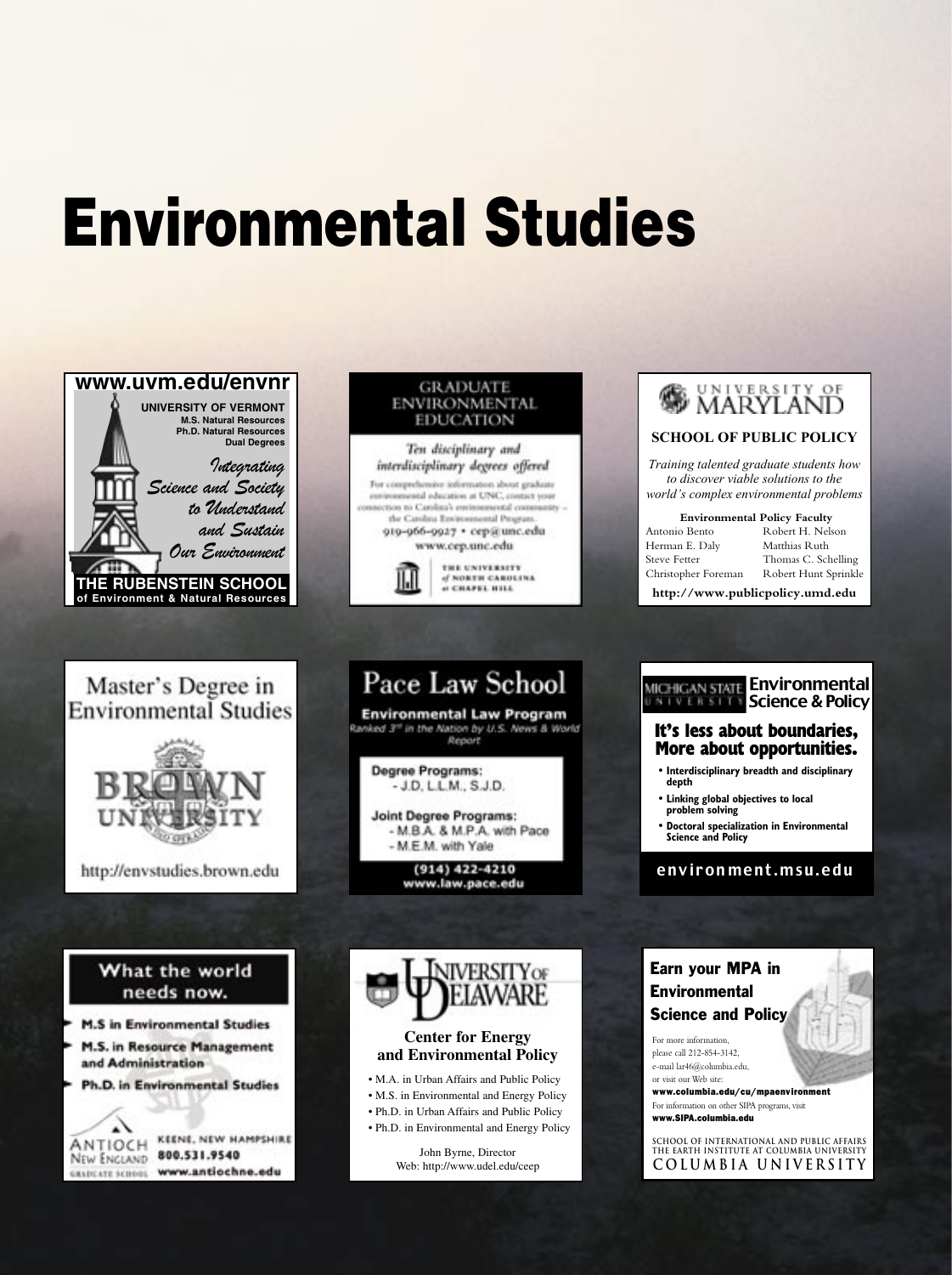# Environmental Studies

**www.uvm.edu/envnr**

**UNIVERSITY OF VERMONT**
**M.S. Natural Resources**
**Ph.D. Natural Resources**
**Dual Degrees**

*Integrating Science and Society to Understand and Sustain Our Environment*

**THE RUBENSTEIN SCHOOL of Environment & Natural Resources**

---

**GRADUATE ENVIRONMENTAL EDUCATION**

*Ten disciplinary and interdisciplinary degrees offered*

For comprehensive information about graduate environmental education at UNC, contact your connection to Carolina's environmental community – the Carolina Environmental Program.

919-966-9927 • cep@unc.edu
www.cep.unc.edu

THE UNIVERSITY of NORTH CAROLINA at CHAPEL HILL

---

**UNIVERSITY OF MARYLAND**

**SCHOOL OF PUBLIC POLICY**

*Training talented graduate students how to discover viable solutions to the world's complex environmental problems*

**Environmental Policy Faculty**

| | |
|---|---|
| Antonio Bento | Robert H. Nelson |
| Herman E. Daly | Matthias Ruth |
| Steve Fetter | Thomas C. Schelling |
| Christopher Foreman | Robert Hunt Sprinkle |

**http://www.publicpolicy.umd.edu**

---

Master's Degree in Environmental Studies

BROWN UNIVERSITY

http://envstudies.brown.edu

---

## Pace Law School

**Environmental Law Program**
*Ranked 3rd in the Nation by U.S. News & World Report*

**Degree Programs:**
- J.D, L.L.M., S.J.D.

**Joint Degree Programs:**
- M.B.A. & M.P.A. with Pace
- M.E.M. with Yale

**(914) 422-4210**
**www.law.pace.edu**

---

MICHIGAN STATE UNIVERSITY **Environmental Science & Policy**

**It's less about boundaries, More about opportunities.**

- **Interdisciplinary breadth and disciplinary depth**
- **Linking global objectives to local problem solving**
- **Doctoral specialization in Environmental Science and Policy**

**environment.msu.edu**

---

**What the world needs now.**

- **M.S in Environmental Studies**
- **M.S. in Resource Management and Administration**
- **Ph.D. in Environmental Studies**

ANTIOCH NEW ENGLAND GRADUATE SCHOOL
KEENE, NEW HAMPSHIRE
**800.531.9540**
**www.antiochne.edu**

---

UNIVERSITY OF DELAWARE

**Center for Energy and Environmental Policy**

- M.A. in Urban Affairs and Public Policy
- M.S. in Environmental and Energy Policy
- Ph.D. in Urban Affairs and Public Policy
- Ph.D. in Environmental and Energy Policy

John Byrne, Director
Web: http://www.udel.edu/ceep

---

**Earn your MPA in Environmental Science and Policy**

For more information, please call 212-854-3142, e-mail lar46@columbia.edu, or visit our Web site:
**www.columbia.edu/cu/mpaenvironment**
For information on other SIPA programs, visit
**www.SIPA.columbia.edu**

SCHOOL OF INTERNATIONAL AND PUBLIC AFFAIRS
THE EARTH INSTITUTE AT COLUMBIA UNIVERSITY
COLUMBIA UNIVERSITY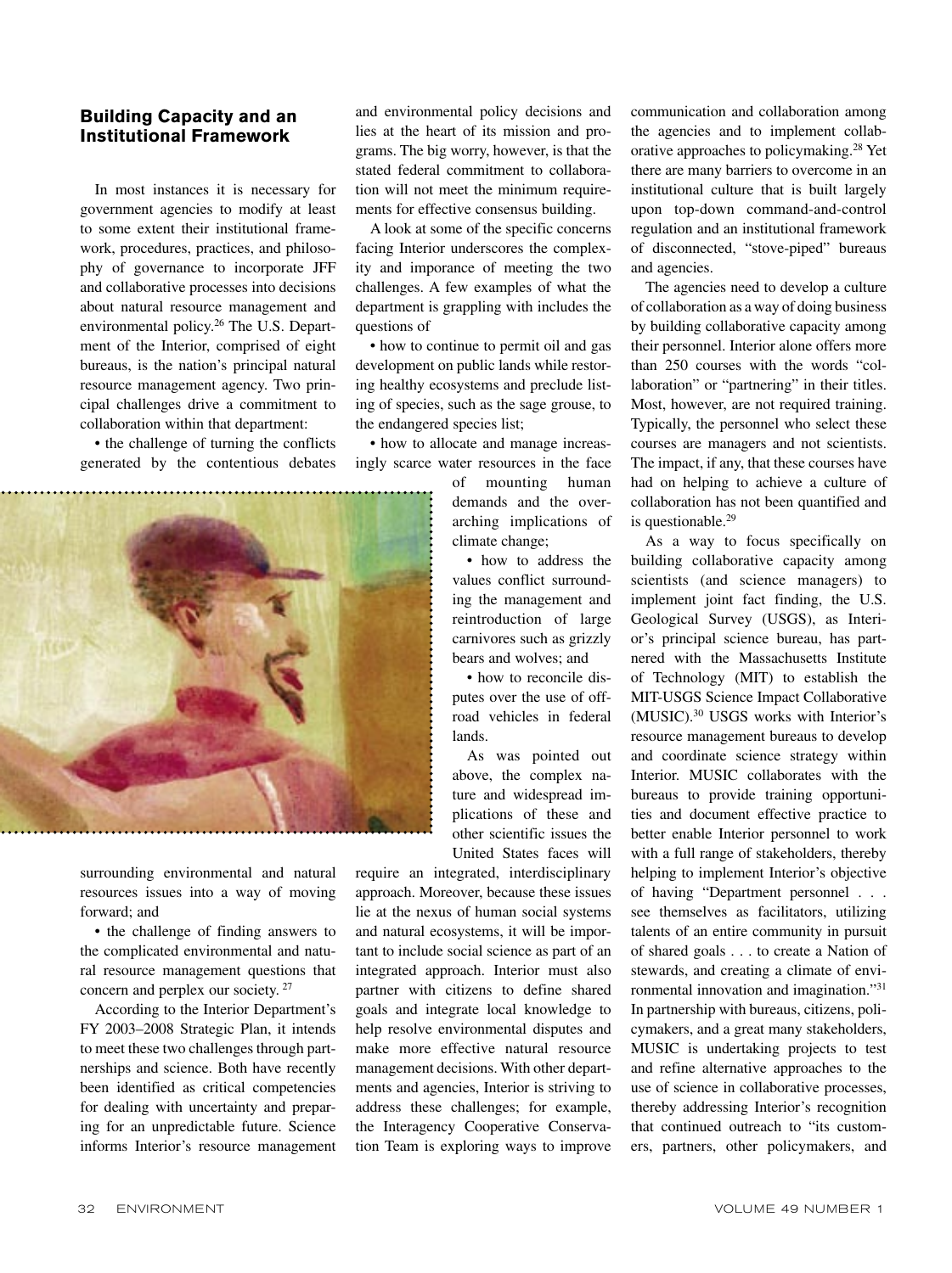## Building Capacity and an Institutional Framework

In most instances it is necessary for government agencies to modify at least to some extent their institutional framework, procedures, practices, and philosophy of governance to incorporate JFF and collaborative processes into decisions about natural resource management and environmental policy.[26] The U.S. Department of the Interior, comprised of eight bureaus, is the nation's principal natural resource management agency. Two principal challenges drive a commitment to collaboration within that department:

• the challenge of turning the conflicts generated by the contentious debates surrounding environmental and natural resources issues into a way of moving forward; and

• the challenge of finding answers to the complicated environmental and natural resource management questions that concern and perplex our society.[27]

According to the Interior Department's FY 2003–2008 Strategic Plan, it intends to meet these two challenges through partnerships and science. Both have recently been identified as critical competencies for dealing with uncertainty and preparing for an unpredictable future. Science informs Interior's resource management and environmental policy decisions and lies at the heart of its mission and programs. The big worry, however, is that the stated federal commitment to collaboration will not meet the minimum requirements for effective consensus building.

A look at some of the specific concerns facing Interior underscores the complexity and imporance of meeting the two challenges. A few examples of what the department is grappling with includes the questions of

• how to continue to permit oil and gas development on public lands while restoring healthy ecosystems and preclude listing of species, such as the sage grouse, to the endangered species list;

• how to allocate and manage increasingly scarce water resources in the face of mounting human demands and the overarching implications of climate change;

• how to address the values conflict surrounding the management and reintroduction of large carnivores such as grizzly bears and wolves; and

• how to reconcile disputes over the use of off-road vehicles in federal lands.

As was pointed out above, the complex nature and widespread implications of these and other scientific issues the United States faces will require an integrated, interdisciplinary approach. Moreover, because these issues lie at the nexus of human social systems and natural ecosystems, it will be important to include social science as part of an integrated approach. Interior must also partner with citizens to define shared goals and integrate local knowledge to help resolve environmental disputes and make more effective natural resource management decisions. With other departments and agencies, Interior is striving to address these challenges; for example, the Interagency Cooperative Conservation Team is exploring ways to improve communication and collaboration among the agencies and to implement collaborative approaches to policymaking.[28] Yet there are many barriers to overcome in an institutional culture that is built largely upon top-down command-and-control regulation and an institutional framework of disconnected, "stove-piped" bureaus and agencies.

The agencies need to develop a culture of collaboration as a way of doing business by building collaborative capacity among their personnel. Interior alone offers more than 250 courses with the words "collaboration" or "partnering" in their titles. Most, however, are not required training. Typically, the personnel who select these courses are managers and not scientists. The impact, if any, that these courses have had on helping to achieve a culture of collaboration has not been quantified and is questionable.[29]

As a way to focus specifically on building collaborative capacity among scientists (and science managers) to implement joint fact finding, the U.S. Geological Survey (USGS), as Interior's principal science bureau, has partnered with the Massachusetts Institute of Technology (MIT) to establish the MIT-USGS Science Impact Collaborative (MUSIC).[30] USGS works with Interior's resource management bureaus to develop and coordinate science strategy within Interior. MUSIC collaborates with the bureaus to provide training opportunities and document effective practice to better enable Interior personnel to work with a full range of stakeholders, thereby helping to implement Interior's objective of having "Department personnel . . . see themselves as facilitators, utilizing talents of an entire community in pursuit of shared goals . . . to create a Nation of stewards, and creating a climate of environmental innovation and imagination."[31] In partnership with bureaus, citizens, policymakers, and a great many stakeholders, MUSIC is undertaking projects to test and refine alternative approaches to the use of science in collaborative processes, thereby addressing Interior's recognition that continued outreach to "its customers, partners, other policymakers, and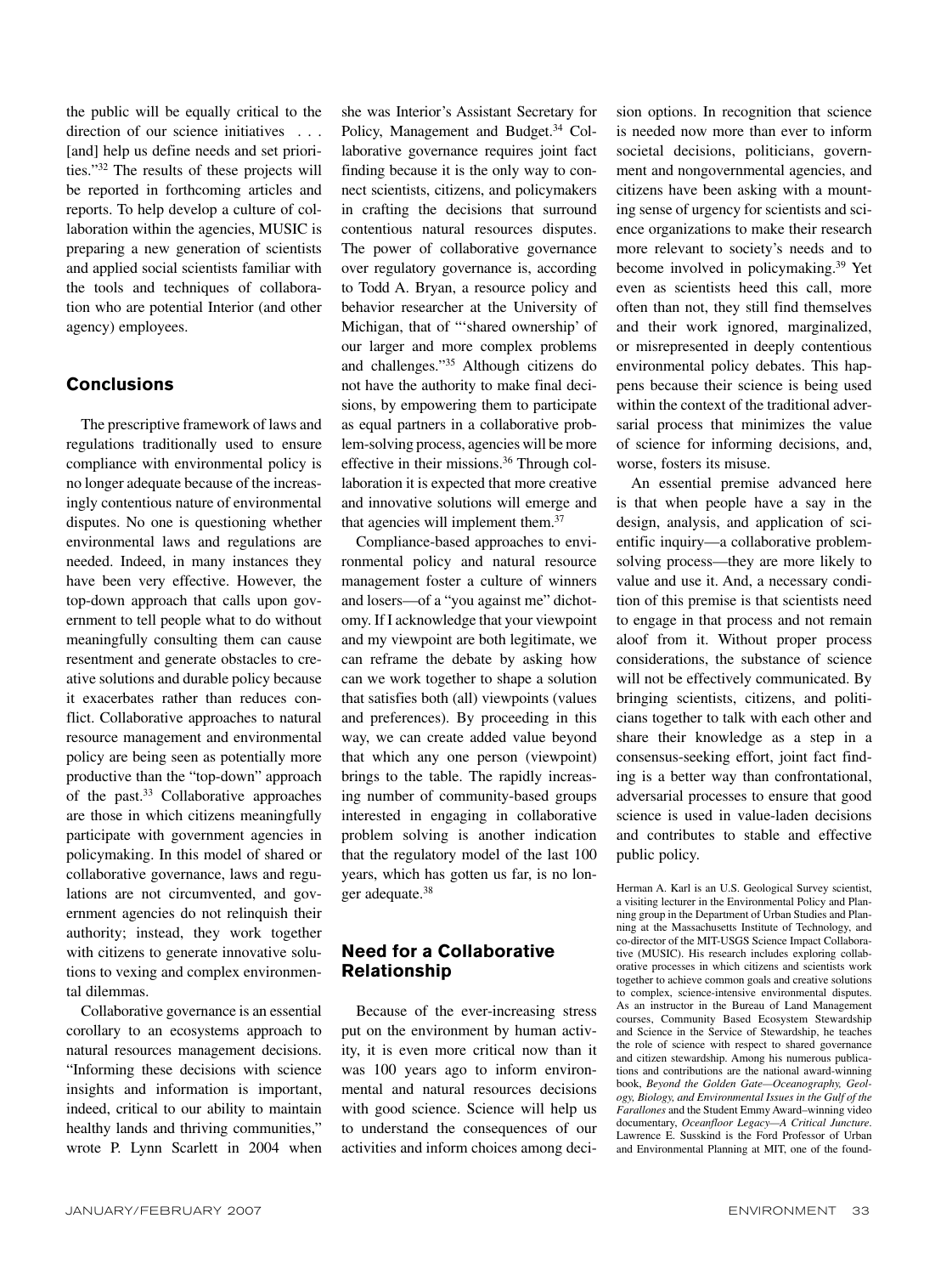the public will be equally critical to the direction of our science initiatives . . . [and] help us define needs and set priorities."[32] The results of these projects will be reported in forthcoming articles and reports. To help develop a culture of collaboration within the agencies, MUSIC is preparing a new generation of scientists and applied social scientists familiar with the tools and techniques of collaboration who are potential Interior (and other agency) employees.

## Conclusions

The prescriptive framework of laws and regulations traditionally used to ensure compliance with environmental policy is no longer adequate because of the increasingly contentious nature of environmental disputes. No one is questioning whether environmental laws and regulations are needed. Indeed, in many instances they have been very effective. However, the top-down approach that calls upon government to tell people what to do without meaningfully consulting them can cause resentment and generate obstacles to creative solutions and durable policy because it exacerbates rather than reduces conflict. Collaborative approaches to natural resource management and environmental policy are being seen as potentially more productive than the "top-down" approach of the past.[33] Collaborative approaches are those in which citizens meaningfully participate with government agencies in policymaking. In this model of shared or collaborative governance, laws and regulations are not circumvented, and government agencies do not relinquish their authority; instead, they work together with citizens to generate innovative solutions to vexing and complex environmental dilemmas.

Collaborative governance is an essential corollary to an ecosystems approach to natural resources management decisions. "Informing these decisions with science insights and information is important, indeed, critical to our ability to maintain healthy lands and thriving communities," wrote P. Lynn Scarlett in 2004 when she was Interior's Assistant Secretary for Policy, Management and Budget.[34] Collaborative governance requires joint fact finding because it is the only way to connect scientists, citizens, and policymakers in crafting the decisions that surround contentious natural resources disputes. The power of collaborative governance over regulatory governance is, according to Todd A. Bryan, a resource policy and behavior researcher at the University of Michigan, that of "'shared ownership' of our larger and more complex problems and challenges."[35] Although citizens do not have the authority to make final decisions, by empowering them to participate as equal partners in a collaborative problem-solving process, agencies will be more effective in their missions.[36] Through collaboration it is expected that more creative and innovative solutions will emerge and that agencies will implement them.[37]

Compliance-based approaches to environmental policy and natural resource management foster a culture of winners and losers—of a "you against me" dichotomy. If I acknowledge that your viewpoint and my viewpoint are both legitimate, we can reframe the debate by asking how can we work together to shape a solution that satisfies both (all) viewpoints (values and preferences). By proceeding in this way, we can create added value beyond that which any one person (viewpoint) brings to the table. The rapidly increasing number of community-based groups interested in engaging in collaborative problem solving is another indication that the regulatory model of the last 100 years, which has gotten us far, is no longer adequate.[38]

## Need for a Collaborative Relationship

Because of the ever-increasing stress put on the environment by human activity, it is even more critical now than it was 100 years ago to inform environmental and natural resources decisions with good science. Science will help us to understand the consequences of our activities and inform choices among decision options. In recognition that science is needed now more than ever to inform societal decisions, politicians, government and nongovernmental agencies, and citizens have been asking with a mounting sense of urgency for scientists and science organizations to make their research more relevant to society's needs and to become involved in policymaking.[39] Yet even as scientists heed this call, more often than not, they still find themselves and their work ignored, marginalized, or misrepresented in deeply contentious environmental policy debates. This happens because their science is being used within the context of the traditional adversarial process that minimizes the value of science for informing decisions, and, worse, fosters its misuse.

An essential premise advanced here is that when people have a say in the design, analysis, and application of scientific inquiry—a collaborative problem-solving process—they are more likely to value and use it. And, a necessary condition of this premise is that scientists need to engage in that process and not remain aloof from it. Without proper process considerations, the substance of science will not be effectively communicated. By bringing scientists, citizens, and politicians together to talk with each other and share their knowledge as a step in a consensus-seeking effort, joint fact finding is a better way than confrontational, adversarial processes to ensure that good science is used in value-laden decisions and contributes to stable and effective public policy.

Herman A. Karl is an U.S. Geological Survey scientist, a visiting lecturer in the Environmental Policy and Planning group in the Department of Urban Studies and Planning at the Massachusetts Institute of Technology, and co-director of the MIT-USGS Science Impact Collaborative (MUSIC). His research includes exploring collaborative processes in which citizens and scientists work together to achieve common goals and creative solutions to complex, science-intensive environmental disputes. As an instructor in the Bureau of Land Management courses, Community Based Ecosystem Stewardship and Science in the Service of Stewardship, he teaches the role of science with respect to shared governance and citizen stewardship. Among his numerous publications and contributions are the national award-winning book, *Beyond the Golden Gate—Oceanography, Geology, Biology, and Environmental Issues in the Gulf of the Farallones* and the Student Emmy Award–winning video documentary, *Oceanfloor Legacy—A Critical Juncture*. Lawrence E. Susskind is the Ford Professor of Urban and Environmental Planning at MIT, one of the found-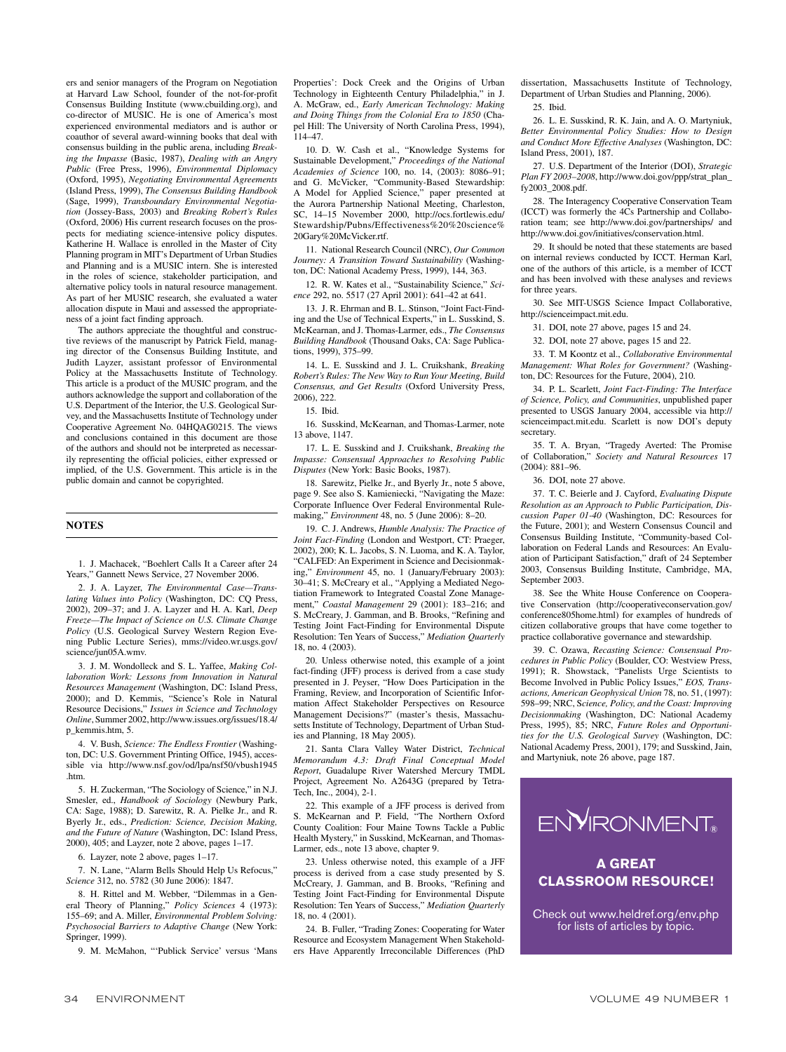ers and senior managers of the Program on Negotiation at Harvard Law School, founder of the not-for-profit Consensus Building Institute (www.cbuilding.org), and co-director of MUSIC. He is one of America's most experienced environmental mediators and is author or coauthor of several award-winning books that deal with consensus building in the public arena, including *Breaking the Impasse* (Basic, 1987), *Dealing with an Angry Public* (Free Press, 1996), *Environmental Diplomacy* (Oxford, 1995), *Negotiating Environmental Agreements* (Island Press, 1999), *The Consensus Building Handbook* (Sage, 1999), *Transboundary Environmental Negotiation* (Jossey-Bass, 2003) and *Breaking Robert's Rules* (Oxford, 2006) His current research focuses on the prospects for mediating science-intensive policy disputes. Katherine H. Wallace is enrolled in the Master of City Planning program in MIT's Department of Urban Studies and Planning and is a MUSIC intern. She is interested in the roles of science, stakeholder participation, and alternative policy tools in natural resource management. As part of her MUSIC research, she evaluated a water allocation dispute in Maui and assessed the appropriateness of a joint fact finding approach.

The authors appreciate the thoughtful and constructive reviews of the manuscript by Patrick Field, managing director of the Consensus Building Institute, and Judith Layzer, assistant professor of Environmental Policy at the Massachusetts Institute of Technology. This article is a product of the MUSIC program, and the authors acknowledge the support and collaboration of the U.S. Department of the Interior, the U.S. Geological Survey, and the Massachusetts Institute of Technology under Cooperative Agreement No. 04HQAG0215. The views and conclusions contained in this document are those of the authors and should not be interpreted as necessarily representing the official policies, either expressed or implied, of the U.S. Government. This article is in the public domain and cannot be copyrighted.

## NOTES

1. J. Machacek, "Boehlert Calls It a Career after 24 Years," Gannett News Service, 27 November 2006.

2. J. A. Layzer, *The Environmental Case—Translating Values into Policy* (Washington, DC: CQ Press, 2002), 209–37; and J. A. Layzer and H. A. Karl, *Deep Freeze—The Impact of Science on U.S. Climate Change Policy* (U.S. Geological Survey Western Region Evening Public Lecture Series), mms://video.wr.usgs.gov/science/jun05A.wmv.

3. J. M. Wondolleck and S. L. Yaffee, *Making Collaboration Work: Lessons from Innovation in Natural Resources Management* (Washington, DC: Island Press, 2000); and D. Kemmis, "Science's Role in Natural Resource Decisions," *Issues in Science and Technology Online*, Summer 2002, http://www.issues.org/issues/18.4/p_kemmis.htm, 5.

4. V. Bush, *Science: The Endless Frontier* (Washington, DC: U.S. Government Printing Office, 1945), accessible via http://www.nsf.gov/od/lpa/nsf50/vbush1945.htm.

5. H. Zuckerman, "The Sociology of Science," in N.J. Smesler, ed., *Handbook of Sociology* (Newbury Park, CA: Sage, 1988); D. Sarewitz, R. A. Pielke Jr., and R. Byerly Jr., eds., *Prediction: Science, Decision Making, and the Future of Nature* (Washington, DC: Island Press, 2000), 405; and Layzer, note 2 above, pages 1–17.

6. Layzer, note 2 above, pages 1–17.

7. N. Lane, "Alarm Bells Should Help Us Refocus," *Science* 312, no. 5782 (30 June 2006): 1847.

8. H. Rittel and M. Webber, "Dilemmas in a General Theory of Planning," *Policy Sciences* 4 (1973): 155–69; and A. Miller, *Environmental Problem Solving: Psychosocial Barriers to Adaptive Change* (New York: Springer, 1999).

9. M. McMahon, "'Publick Service' versus 'Mans Properties': Dock Creek and the Origins of Urban Technology in Eighteenth Century Philadelphia," in J. A. McGraw, ed., *Early American Technology: Making and Doing Things from the Colonial Era to 1850* (Chapel Hill: The University of North Carolina Press, 1994), 114–47.

10. D. W. Cash et al., "Knowledge Systems for Sustainable Development," *Proceedings of the National Academies of Science* 100, no. 14, (2003): 8086–91; and G. McVicker, "Community-Based Stewardship: A Model for Applied Science," paper presented at the Aurora Partnership National Meeting, Charleston, SC, 14–15 November 2000, http://ocs.fortlewis.edu/Stewardship/Pubns/Effectiveness%20%20science%20Gary%20McVicker.rtf.

11. National Research Council (NRC), *Our Common Journey: A Transition Toward Sustainability* (Washington, DC: National Academy Press, 1999), 144, 363.

12. R. W. Kates et al., "Sustainability Science," *Science* 292, no. 5517 (27 April 2001): 641–42 at 641.

13. J. R. Ehrman and B. L. Stinson, "Joint Fact-Finding and the Use of Technical Experts," in L. Susskind, S. McKearnan, and J. Thomas-Larmer, eds., *The Consensus Building Handbook* (Thousand Oaks, CA: Sage Publications, 1999), 375–99.

14. L. E. Susskind and J. L. Cruikshank, *Breaking Robert's Rules: The New Way to Run Your Meeting, Build Consensus, and Get Results* (Oxford University Press, 2006), 222.

15. Ibid.

16. Susskind, McKearnan, and Thomas-Larmer, note 13 above, 1147.

17. L. E. Susskind and J. Cruikshank, *Breaking the Impasse: Consensual Approaches to Resolving Public Disputes* (New York: Basic Books, 1987).

18. Sarewitz, Pielke Jr., and Byerly Jr., note 5 above, page 9. See also S. Kamieniecki, "Navigating the Maze: Corporate Influence Over Federal Environmental Rulemaking," *Environment* 48, no. 5 (June 2006): 8–20.

19. C. J. Andrews, *Humble Analysis: The Practice of Joint Fact-Finding* (London and Westport, CT: Praeger, 2002), 200; K. L. Jacobs, S. N. Luoma, and K. A. Taylor, "CALFED: An Experiment in Science and Decisionmaking," *Environment* 45, no. 1 (January/February 2003): 30–41; S. McCreary et al., "Applying a Mediated Negotiation Framework to Integrated Coastal Zone Management," *Coastal Management* 29 (2001): 183–216; and S. McCreary, J. Gamman, and B. Brooks, "Refining and Testing Joint Fact-Finding for Environmental Dispute Resolution: Ten Years of Success," *Mediation Quarterly* 18, no. 4 (2003).

20. Unless otherwise noted, this example of a joint fact-finding (JFF) process is derived from a case study presented in J. Peyser, "How Does Participation in the Framing, Review, and Incorporation of Scientific Information Affect Stakeholder Perspectives on Resource Management Decisions?" (master's thesis, Massachusetts Institute of Technology, Department of Urban Studies and Planning, 18 May 2005).

21. Santa Clara Valley Water District, *Technical Memorandum 4.3: Draft Final Conceptual Model Report*, Guadalupe River Watershed Mercury TMDL Project, Agreement No. A2643G (prepared by Tetra-Tech, Inc., 2004), 2-1.

22. This example of a JFF process is derived from S. McKearnan and P. Field, "The Northern Oxford County Coalition: Four Maine Towns Tackle a Public Health Mystery," in Susskind, McKearnan, and Thomas-Larmer, eds., note 13 above, chapter 9.

23. Unless otherwise noted, this example of a JFF process is derived from a case study presented by S. McCreary, J. Gamman, and B. Brooks, "Refining and Testing Joint Fact-Finding for Environmental Dispute Resolution: Ten Years of Success," *Mediation Quarterly* 18, no. 4 (2001).

24. B. Fuller, "Trading Zones: Cooperating for Water Resource and Ecosystem Management When Stakeholders Have Apparently Irreconcilable Differences (PhD dissertation, Massachusetts Institute of Technology, Department of Urban Studies and Planning, 2006).

25. Ibid.

26. L. E. Susskind, R. K. Jain, and A. O. Martyniuk, *Better Environmental Policy Studies: How to Design and Conduct More Effective Analyses* (Washington, DC: Island Press, 2001), 187.

27. U.S. Department of the Interior (DOI), *Strategic Plan FY 2003–2008*, http://www.doi.gov/ppp/strat_plan_fy2003_2008.pdf.

28. The Interagency Cooperative Conservation Team (ICCT) was formerly the 4Cs Partnership and Collaboration team; see http://www.doi.gov/partnerships/ and http://www.doi.gov/initiatives/conservation.html.

29. It should be noted that these statements are based on internal reviews conducted by ICCT. Herman Karl, one of the authors of this article, is a member of ICCT and has been involved with these analyses and reviews for three years.

30. See MIT-USGS Science Impact Collaborative, http://scienceimpact.mit.edu.

31. DOI, note 27 above, pages 15 and 24.

32. DOI, note 27 above, pages 15 and 22.

33. T. M Koontz et al., *Collaborative Environmental Management: What Roles for Government?* (Washington, DC: Resources for the Future, 2004), 210.

34. P. L. Scarlett, *Joint Fact-Finding: The Interface of Science, Policy, and Communities*, unpublished paper presented to USGS January 2004, accessible via http://scienceimpact.mit.edu. Scarlett is now DOI's deputy secretary.

35. T. A. Bryan, "Tragedy Averted: The Promise of Collaboration," *Society and Natural Resources* 17 (2004): 881–96.

36. DOI, note 27 above.

37. T. C. Beierle and J. Cayford, *Evaluating Dispute Resolution as an Approach to Public Participation, Discussion Paper 01-40* (Washington, DC: Resources for the Future, 2001); and Western Consensus Council and Consensus Building Institute, "Community-based Collaboration on Federal Lands and Resources: An Evaluation of Participant Satisfaction," draft of 24 September 2003, Consensus Building Institute, Cambridge, MA, September 2003.

38. See the White House Conference on Cooperative Conservation (http://cooperativeconservation.gov/conference805home.html) for examples of hundreds of citizen collaborative groups that have come together to practice collaborative governance and stewardship.

39. C. Ozawa, *Recasting Science: Consensual Procedures in Public Policy* (Boulder, CO: Westview Press, 1991); R. Showstack, "Panelists Urge Scientists to Become Involved in Public Policy Issues," *EOS, Transactions, American Geophysical Union* 78, no. 51, (1997): 598–99; NRC, *Science, Policy, and the Coast: Improving Decisionmaking* (Washington, DC: National Academy Press, 1995), 85; NRC, *Future Roles and Opportunities for the U.S. Geological Survey* (Washington, DC: National Academy Press, 2001), 179; and Susskind, Jain, and Martyniuk, note 26 above, page 187.

ENVIRONMENT®

**A GREAT CLASSROOM RESOURCE!**

Check out www.heldref.org/env.php for lists of articles by topic.